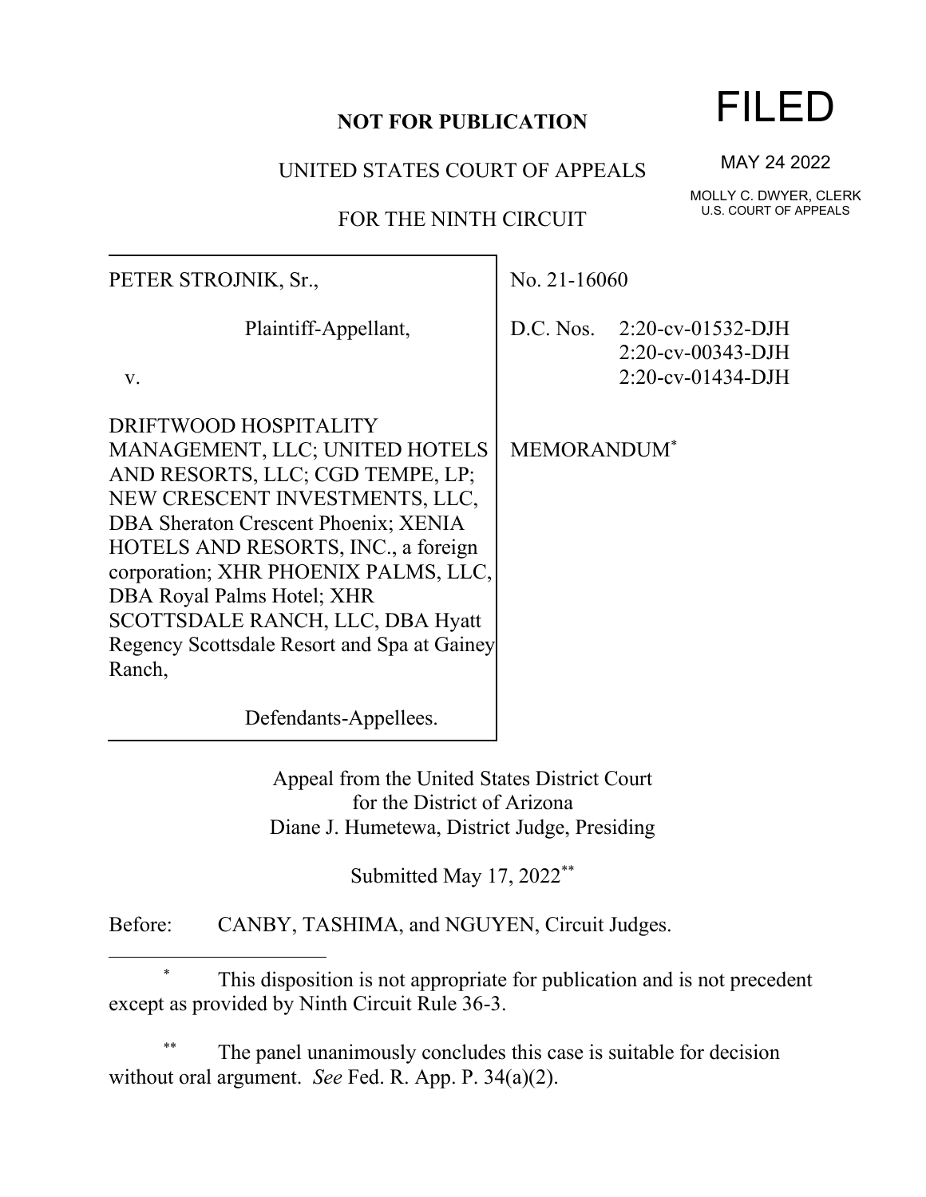**NOT FOR PUBLICATION**

UNITED STATES COURT OF APPEALS

FOR THE NINTH CIRCUIT

FILED

MAY 24 2022

MOLLY C. DWYER, CLERK
U.S. COURT OF APPEALS

| | |
|---|---|
| PETER STROJNIK, Sr.,<br><br>Plaintiff-Appellant,<br><br>v.<br><br>DRIFTWOOD HOSPITALITY MANAGEMENT, LLC; UNITED HOTELS AND RESORTS, LLC; CGD TEMPE, LP; NEW CRESCENT INVESTMENTS, LLC, DBA Sheraton Crescent Phoenix; XENIA HOTELS AND RESORTS, INC., a foreign corporation; XHR PHOENIX PALMS, LLC, DBA Royal Palms Hotel; XHR SCOTTSDALE RANCH, LLC, DBA Hyatt Regency Scottsdale Resort and Spa at Gainey Ranch,<br><br>Defendants-Appellees. | No. 21-16060<br><br>D.C. Nos. 2:20-cv-01532-DJH<br>2:20-cv-00343-DJH<br>2:20-cv-01434-DJH<br><br>MEMORANDUM[*] |

Appeal from the United States District Court
for the District of Arizona
Diane J. Humetewa, District Judge, Presiding

Submitted May 17, 2022[**]

Before: CANBY, TASHIMA, and NGUYEN, Circuit Judges.

---

[*] This disposition is not appropriate for publication and is not precedent except as provided by Ninth Circuit Rule 36-3.

[**] The panel unanimously concludes this case is suitable for decision without oral argument. *See* Fed. R. App. P. 34(a)(2).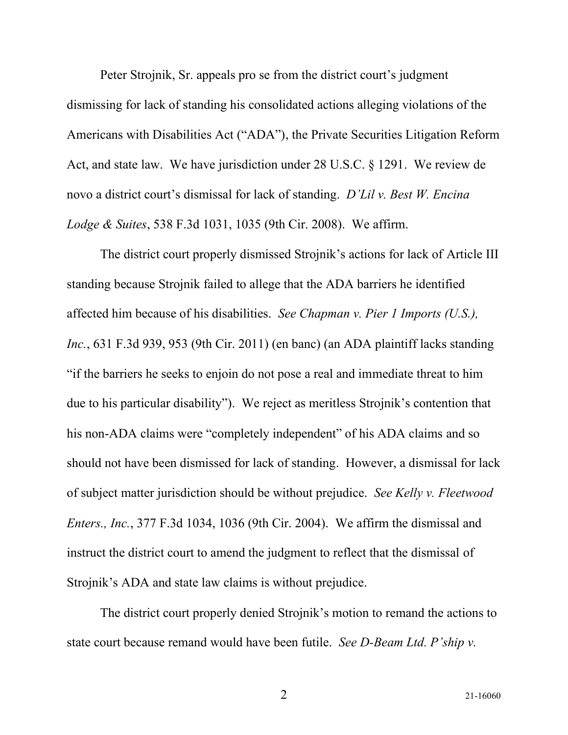Peter Strojnik, Sr. appeals pro se from the district court's judgment dismissing for lack of standing his consolidated actions alleging violations of the Americans with Disabilities Act ("ADA"), the Private Securities Litigation Reform Act, and state law. We have jurisdiction under 28 U.S.C. § 1291. We review de novo a district court's dismissal for lack of standing. *D'Lil v. Best W. Encina Lodge & Suites*, 538 F.3d 1031, 1035 (9th Cir. 2008). We affirm.

The district court properly dismissed Strojnik's actions for lack of Article III standing because Strojnik failed to allege that the ADA barriers he identified affected him because of his disabilities. *See Chapman v. Pier 1 Imports (U.S.), Inc.*, 631 F.3d 939, 953 (9th Cir. 2011) (en banc) (an ADA plaintiff lacks standing "if the barriers he seeks to enjoin do not pose a real and immediate threat to him due to his particular disability"). We reject as meritless Strojnik's contention that his non-ADA claims were "completely independent" of his ADA claims and so should not have been dismissed for lack of standing. However, a dismissal for lack of subject matter jurisdiction should be without prejudice. *See Kelly v. Fleetwood Enters., Inc.*, 377 F.3d 1034, 1036 (9th Cir. 2004). We affirm the dismissal and instruct the district court to amend the judgment to reflect that the dismissal of Strojnik's ADA and state law claims is without prejudice.

The district court properly denied Strojnik's motion to remand the actions to state court because remand would have been futile. *See D-Beam Ltd. P'ship v.*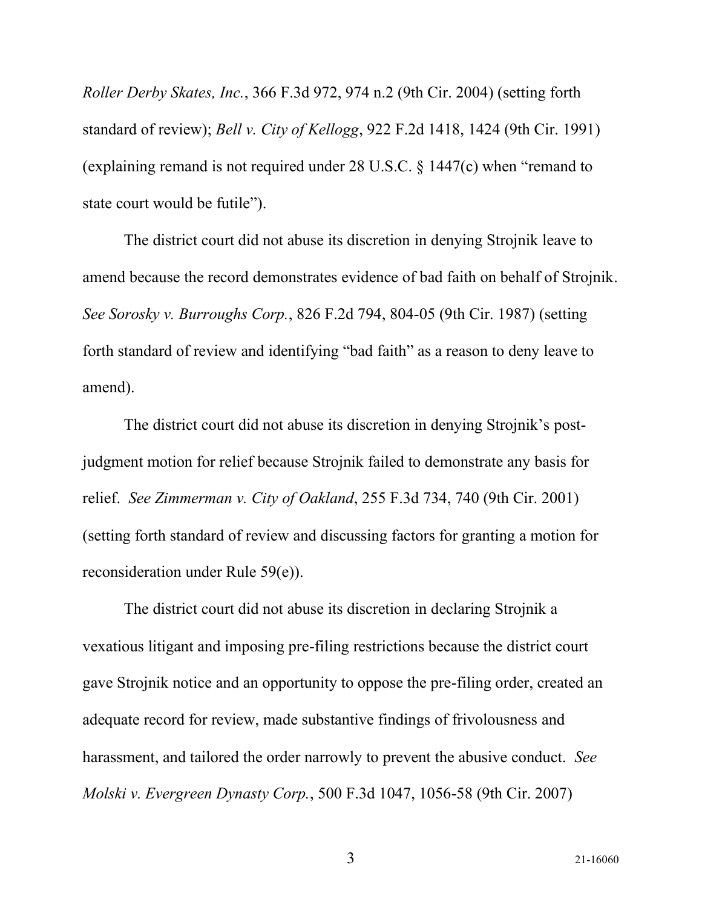*Roller Derby Skates, Inc.*, 366 F.3d 972, 974 n.2 (9th Cir. 2004) (setting forth standard of review); *Bell v. City of Kellogg*, 922 F.2d 1418, 1424 (9th Cir. 1991) (explaining remand is not required under 28 U.S.C. § 1447(c) when "remand to state court would be futile").

The district court did not abuse its discretion in denying Strojnik leave to amend because the record demonstrates evidence of bad faith on behalf of Strojnik. *See Sorosky v. Burroughs Corp.*, 826 F.2d 794, 804-05 (9th Cir. 1987) (setting forth standard of review and identifying "bad faith" as a reason to deny leave to amend).

The district court did not abuse its discretion in denying Strojnik's post-judgment motion for relief because Strojnik failed to demonstrate any basis for relief. *See Zimmerman v. City of Oakland*, 255 F.3d 734, 740 (9th Cir. 2001) (setting forth standard of review and discussing factors for granting a motion for reconsideration under Rule 59(e)).

The district court did not abuse its discretion in declaring Strojnik a vexatious litigant and imposing pre-filing restrictions because the district court gave Strojnik notice and an opportunity to oppose the pre-filing order, created an adequate record for review, made substantive findings of frivolousness and harassment, and tailored the order narrowly to prevent the abusive conduct. *See Molski v. Evergreen Dynasty Corp.*, 500 F.3d 1047, 1056-58 (9th Cir. 2007)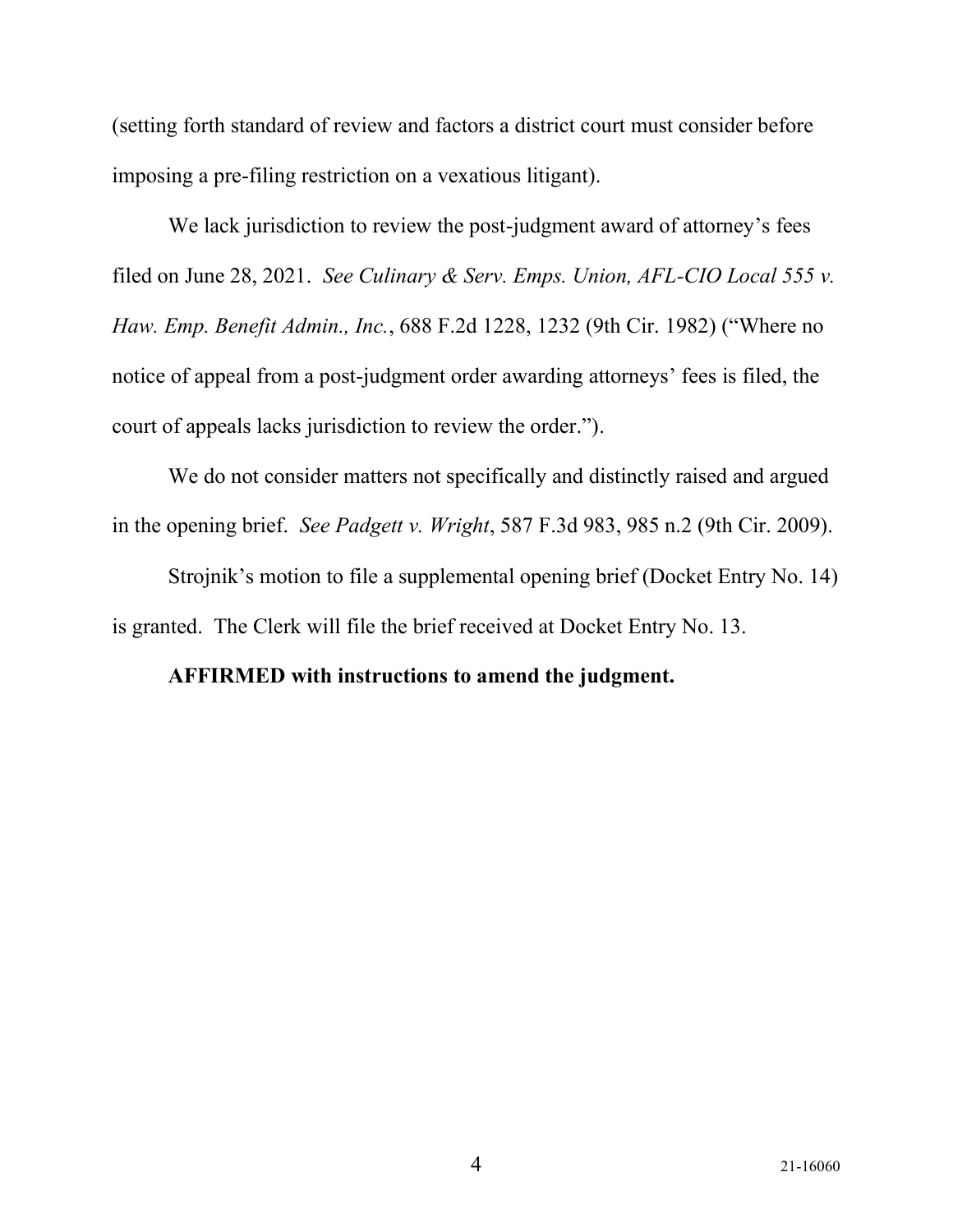(setting forth standard of review and factors a district court must consider before imposing a pre-filing restriction on a vexatious litigant).

We lack jurisdiction to review the post-judgment award of attorney's fees filed on June 28, 2021. *See Culinary & Serv. Emps. Union, AFL-CIO Local 555 v. Haw. Emp. Benefit Admin., Inc.*, 688 F.2d 1228, 1232 (9th Cir. 1982) ("Where no notice of appeal from a post-judgment order awarding attorneys' fees is filed, the court of appeals lacks jurisdiction to review the order.").

We do not consider matters not specifically and distinctly raised and argued in the opening brief. *See Padgett v. Wright*, 587 F.3d 983, 985 n.2 (9th Cir. 2009).

Strojnik's motion to file a supplemental opening brief (Docket Entry No. 14) is granted. The Clerk will file the brief received at Docket Entry No. 13.

**AFFIRMED with instructions to amend the judgment.**